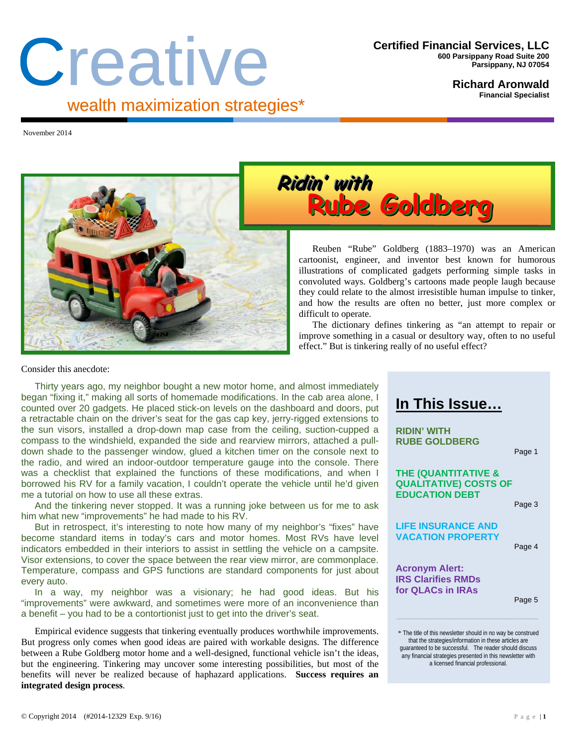# Creative

wealth maximization strategies*

**Certified Financial Services, LLC**
600 Parsippany Road Suite 200
Parsippany, NJ 07054

**Richard Aronwald**
Financial Specialist

November 2014

## Ridin' with Rube Goldberg

Reuben "Rube" Goldberg (1883–1970) was an American cartoonist, engineer, and inventor best known for humorous illustrations of complicated gadgets performing simple tasks in convoluted ways. Goldberg's cartoons made people laugh because they could relate to the almost irresistible human impulse to tinker, and how the results are often no better, just more complex or difficult to operate.

The dictionary defines tinkering as "an attempt to repair or improve something in a casual or desultory way, often to no useful effect." But is tinkering really of no useful effect?

Consider this anecdote:

Thirty years ago, my neighbor bought a new motor home, and almost immediately began "fixing it," making all sorts of homemade modifications. In the cab area alone, I counted over 20 gadgets. He placed stick-on levels on the dashboard and doors, put a retractable chain on the driver's seat for the gas cap key, jerry-rigged extensions to the sun visors, installed a drop-down map case from the ceiling, suction-cupped a compass to the windshield, expanded the side and rearview mirrors, attached a pull-down shade to the passenger window, glued a kitchen timer on the console next to the radio, and wired an indoor-outdoor temperature gauge into the console. There was a checklist that explained the functions of these modifications, and when I borrowed his RV for a family vacation, I couldn't operate the vehicle until he'd given me a tutorial on how to use all these extras.

And the tinkering never stopped. It was a running joke between us for me to ask him what new "improvements" he had made to his RV.

But in retrospect, it's interesting to note how many of my neighbor's "fixes" have become standard items in today's cars and motor homes. Most RVs have level indicators embedded in their interiors to assist in settling the vehicle on a campsite. Visor extensions, to cover the space between the rear view mirror, are commonplace. Temperature, compass and GPS functions are standard components for just about every auto.

In a way, my neighbor was a visionary; he had good ideas. But his "improvements" were awkward, and sometimes were more of an inconvenience than a benefit – you had to be a contortionist just to get into the driver's seat.

Empirical evidence suggests that tinkering eventually produces worthwhile improvements. But progress only comes when good ideas are paired with workable designs. The difference between a Rube Goldberg motor home and a well-designed, functional vehicle isn't the ideas, but the engineering. Tinkering may uncover some interesting possibilities, but most of the benefits will never be realized because of haphazard applications. **Success requires an integrated design process**.

## In This Issue…

| | |
|---|---|
| RIDIN' WITH RUBE GOLDBERG | Page 1 |
| THE (QUANTITATIVE & QUALITATIVE) COSTS OF EDUCATION DEBT | Page 3 |
| LIFE INSURANCE AND VACATION PROPERTY | Page 4 |
| Acronym Alert: IRS Clarifies RMDs for QLACs in IRAs | Page 5 |

* The title of this newsletter should in no way be construed that the strategies/information in these articles are guaranteed to be successful. The reader should discuss any financial strategies presented in this newsletter with a licensed financial professional.

© Copyright 2014 (#2014-12329 Exp. 9/16)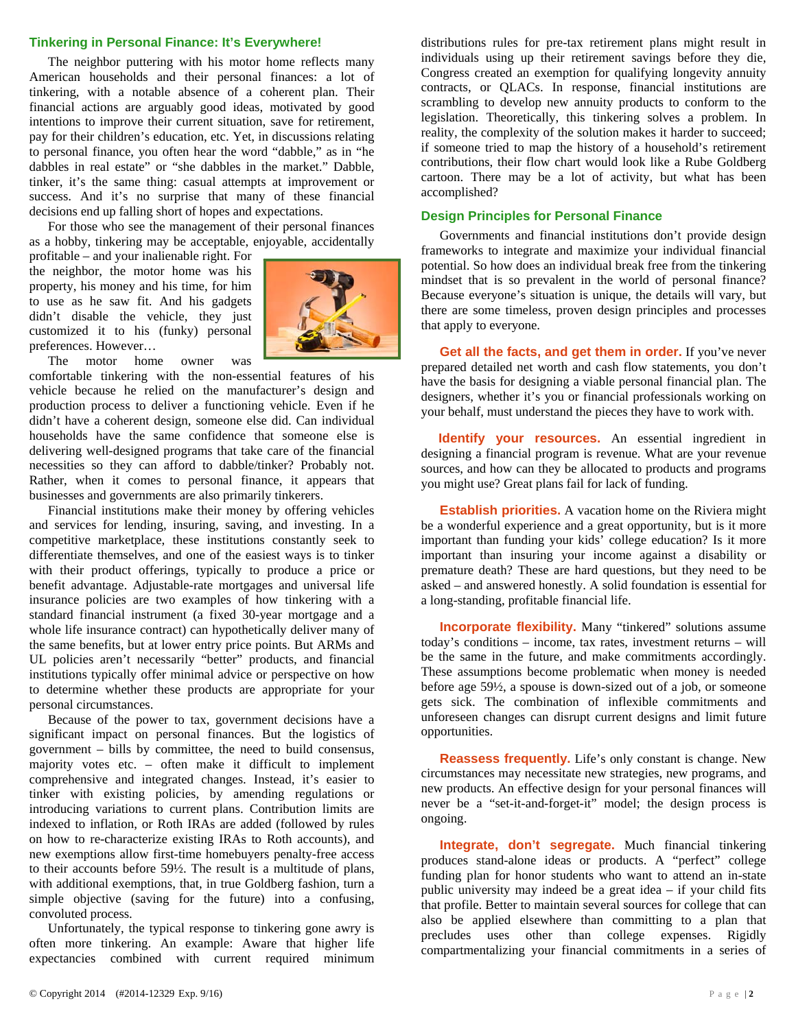## Tinkering in Personal Finance: It's Everywhere!

The neighbor puttering with his motor home reflects many American households and their personal finances: a lot of tinkering, with a notable absence of a coherent plan. Their financial actions are arguably good ideas, motivated by good intentions to improve their current situation, save for retirement, pay for their children's education, etc. Yet, in discussions relating to personal finance, you often hear the word "dabble," as in "he dabbles in real estate" or "she dabbles in the market." Dabble, tinker, it's the same thing: casual attempts at improvement or success. And it's no surprise that many of these financial decisions end up falling short of hopes and expectations.

For those who see the management of their personal finances as a hobby, tinkering may be acceptable, enjoyable, accidentally profitable – and your inalienable right. For the neighbor, the motor home was his property, his money and his time, for him to use as he saw fit. And his gadgets didn't disable the vehicle, they just customized it to his (funky) personal preferences. However…

The motor home owner was comfortable tinkering with the non-essential features of his vehicle because he relied on the manufacturer's design and production process to deliver a functioning vehicle. Even if he didn't have a coherent design, someone else did. Can individual households have the same confidence that someone else is delivering well-designed programs that take care of the financial necessities so they can afford to dabble/tinker? Probably not. Rather, when it comes to personal finance, it appears that businesses and governments are also primarily tinkerers.

Financial institutions make their money by offering vehicles and services for lending, insuring, saving, and investing. In a competitive marketplace, these institutions constantly seek to differentiate themselves, and one of the easiest ways is to tinker with their product offerings, typically to produce a price or benefit advantage. Adjustable-rate mortgages and universal life insurance policies are two examples of how tinkering with a standard financial instrument (a fixed 30-year mortgage and a whole life insurance contract) can hypothetically deliver many of the same benefits, but at lower entry price points. But ARMs and UL policies aren't necessarily "better" products, and financial institutions typically offer minimal advice or perspective on how to determine whether these products are appropriate for your personal circumstances.

Because of the power to tax, government decisions have a significant impact on personal finances. But the logistics of government – bills by committee, the need to build consensus, majority votes etc. – often make it difficult to implement comprehensive and integrated changes. Instead, it's easier to tinker with existing policies, by amending regulations or introducing variations to current plans. Contribution limits are indexed to inflation, or Roth IRAs are added (followed by rules on how to re-characterize existing IRAs to Roth accounts), and new exemptions allow first-time homebuyers penalty-free access to their accounts before 59½. The result is a multitude of plans, with additional exemptions, that, in true Goldberg fashion, turn a simple objective (saving for the future) into a confusing, convoluted process.

Unfortunately, the typical response to tinkering gone awry is often more tinkering. An example: Aware that higher life expectancies combined with current required minimum distributions rules for pre-tax retirement plans might result in individuals using up their retirement savings before they die, Congress created an exemption for qualifying longevity annuity contracts, or QLACs. In response, financial institutions are scrambling to develop new annuity products to conform to the legislation. Theoretically, this tinkering solves a problem. In reality, the complexity of the solution makes it harder to succeed; if someone tried to map the history of a household's retirement contributions, their flow chart would look like a Rube Goldberg cartoon. There may be a lot of activity, but what has been accomplished?

## Design Principles for Personal Finance

Governments and financial institutions don't provide design frameworks to integrate and maximize your individual financial potential. So how does an individual break free from the tinkering mindset that is so prevalent in the world of personal finance? Because everyone's situation is unique, the details will vary, but there are some timeless, proven design principles and processes that apply to everyone.

**Get all the facts, and get them in order.** If you've never prepared detailed net worth and cash flow statements, you don't have the basis for designing a viable personal financial plan. The designers, whether it's you or financial professionals working on your behalf, must understand the pieces they have to work with.

**Identify your resources.** An essential ingredient in designing a financial program is revenue. What are your revenue sources, and how can they be allocated to products and programs you might use? Great plans fail for lack of funding.

**Establish priorities.** A vacation home on the Riviera might be a wonderful experience and a great opportunity, but is it more important than funding your kids' college education? Is it more important than insuring your income against a disability or premature death? These are hard questions, but they need to be asked – and answered honestly. A solid foundation is essential for a long-standing, profitable financial life.

**Incorporate flexibility.** Many "tinkered" solutions assume today's conditions – income, tax rates, investment returns – will be the same in the future, and make commitments accordingly. These assumptions become problematic when money is needed before age 59½, a spouse is down-sized out of a job, or someone gets sick. The combination of inflexible commitments and unforeseen changes can disrupt current designs and limit future opportunities.

**Reassess frequently.** Life's only constant is change. New circumstances may necessitate new strategies, new programs, and new products. An effective design for your personal finances will never be a "set-it-and-forget-it" model; the design process is ongoing.

**Integrate, don't segregate.** Much financial tinkering produces stand-alone ideas or products. A "perfect" college funding plan for honor students who want to attend an in-state public university may indeed be a great idea – if your child fits that profile. Better to maintain several sources for college that can also be applied elsewhere than committing to a plan that precludes uses other than college expenses. Rigidly compartmentalizing your financial commitments in a series of

© Copyright 2014 (#2014-12329 Exp. 9/16)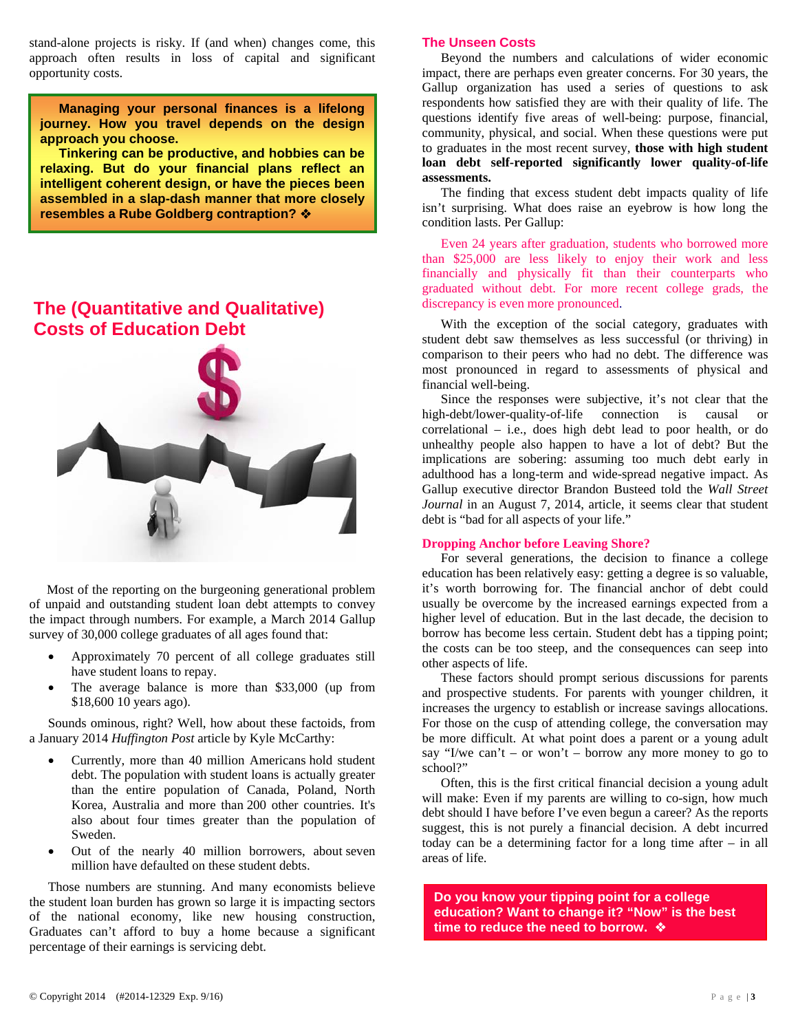stand-alone projects is risky. If (and when) changes come, this approach often results in loss of capital and significant opportunity costs.

**Managing your personal finances is a lifelong journey. How you travel depends on the design approach you choose.**

**Tinkering can be productive, and hobbies can be relaxing. But do your financial plans reflect an intelligent coherent design, or have the pieces been assembled in a slap-dash manner that more closely resembles a Rube Goldberg contraption? ❖**

## The (Quantitative and Qualitative) Costs of Education Debt

Most of the reporting on the burgeoning generational problem of unpaid and outstanding student loan debt attempts to convey the impact through numbers. For example, a March 2014 Gallup survey of 30,000 college graduates of all ages found that:

- Approximately 70 percent of all college graduates still have student loans to repay.
- The average balance is more than $33,000 (up from $18,600 10 years ago).

Sounds ominous, right? Well, how about these factoids, from a January 2014 *Huffington Post* article by Kyle McCarthy:

- Currently, more than 40 million Americans hold student debt. The population with student loans is actually greater than the entire population of Canada, Poland, North Korea, Australia and more than 200 other countries. It's also about four times greater than the population of Sweden.
- Out of the nearly 40 million borrowers, about seven million have defaulted on these student debts.

Those numbers are stunning. And many economists believe the student loan burden has grown so large it is impacting sectors of the national economy, like new housing construction, Graduates can't afford to buy a home because a significant percentage of their earnings is servicing debt.

### The Unseen Costs

Beyond the numbers and calculations of wider economic impact, there are perhaps even greater concerns. For 30 years, the Gallup organization has used a series of questions to ask respondents how satisfied they are with their quality of life. The questions identify five areas of well-being: purpose, financial, community, physical, and social. When these questions were put to graduates in the most recent survey, **those with high student loan debt self-reported significantly lower quality-of-life assessments.**

The finding that excess student debt impacts quality of life isn't surprising. What does raise an eyebrow is how long the condition lasts. Per Gallup:

> Even 24 years after graduation, students who borrowed more than $25,000 are less likely to enjoy their work and less financially and physically fit than their counterparts who graduated without debt. For more recent college grads, the discrepancy is even more pronounced.

With the exception of the social category, graduates with student debt saw themselves as less successful (or thriving) in comparison to their peers who had no debt. The difference was most pronounced in regard to assessments of physical and financial well-being.

Since the responses were subjective, it's not clear that the high-debt/lower-quality-of-life connection is causal or correlational – i.e., does high debt lead to poor health, or do unhealthy people also happen to have a lot of debt? But the implications are sobering: assuming too much debt early in adulthood has a long-term and wide-spread negative impact. As Gallup executive director Brandon Busteed told the *Wall Street Journal* in an August 7, 2014, article, it seems clear that student debt is "bad for all aspects of your life."

### Dropping Anchor before Leaving Shore?

For several generations, the decision to finance a college education has been relatively easy: getting a degree is so valuable, it's worth borrowing for. The financial anchor of debt could usually be overcome by the increased earnings expected from a higher level of education. But in the last decade, the decision to borrow has become less certain. Student debt has a tipping point; the costs can be too steep, and the consequences can seep into other aspects of life.

These factors should prompt serious discussions for parents and prospective students. For parents with younger children, it increases the urgency to establish or increase savings allocations. For those on the cusp of attending college, the conversation may be more difficult. At what point does a parent or a young adult say "I/we can't – or won't – borrow any more money to go to school?"

Often, this is the first critical financial decision a young adult will make: Even if my parents are willing to co-sign, how much debt should I have before I've even begun a career? As the reports suggest, this is not purely a financial decision. A debt incurred today can be a determining factor for a long time after – in all areas of life.

**Do you know your tipping point for a college education? Want to change it? "Now" is the best time to reduce the need to borrow. ❖**

© Copyright 2014 (#2014-12329 Exp. 9/16)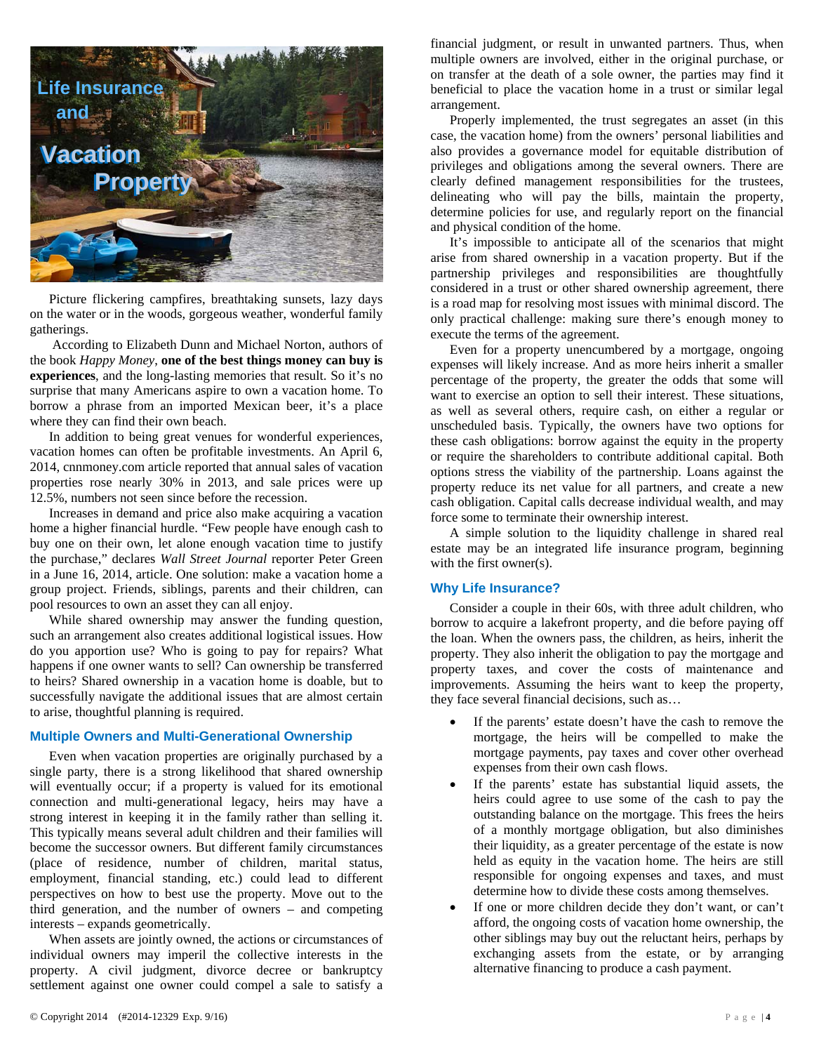# Life Insurance and Vacation Property

Picture flickering campfires, breathtaking sunsets, lazy days on the water or in the woods, gorgeous weather, wonderful family gatherings.

According to Elizabeth Dunn and Michael Norton, authors of the book *Happy Money*, **one of the best things money can buy is experiences**, and the long-lasting memories that result. So it's no surprise that many Americans aspire to own a vacation home. To borrow a phrase from an imported Mexican beer, it's a place where they can find their own beach.

In addition to being great venues for wonderful experiences, vacation homes can often be profitable investments. An April 6, 2014, cnnmoney.com article reported that annual sales of vacation properties rose nearly 30% in 2013, and sale prices were up 12.5%, numbers not seen since before the recession.

Increases in demand and price also make acquiring a vacation home a higher financial hurdle. "Few people have enough cash to buy one on their own, let alone enough vacation time to justify the purchase," declares *Wall Street Journal* reporter Peter Green in a June 16, 2014, article. One solution: make a vacation home a group project. Friends, siblings, parents and their children, can pool resources to own an asset they can all enjoy.

While shared ownership may answer the funding question, such an arrangement also creates additional logistical issues. How do you apportion use? Who is going to pay for repairs? What happens if one owner wants to sell? Can ownership be transferred to heirs? Shared ownership in a vacation home is doable, but to successfully navigate the additional issues that are almost certain to arise, thoughtful planning is required.

## Multiple Owners and Multi-Generational Ownership

Even when vacation properties are originally purchased by a single party, there is a strong likelihood that shared ownership will eventually occur; if a property is valued for its emotional connection and multi-generational legacy, heirs may have a strong interest in keeping it in the family rather than selling it. This typically means several adult children and their families will become the successor owners. But different family circumstances (place of residence, number of children, marital status, employment, financial standing, etc.) could lead to different perspectives on how to best use the property. Move out to the third generation, and the number of owners – and competing interests – expands geometrically.

When assets are jointly owned, the actions or circumstances of individual owners may imperil the collective interests in the property. A civil judgment, divorce decree or bankruptcy settlement against one owner could compel a sale to satisfy a financial judgment, or result in unwanted partners. Thus, when multiple owners are involved, either in the original purchase, or on transfer at the death of a sole owner, the parties may find it beneficial to place the vacation home in a trust or similar legal arrangement.

Properly implemented, the trust segregates an asset (in this case, the vacation home) from the owners' personal liabilities and also provides a governance model for equitable distribution of privileges and obligations among the several owners. There are clearly defined management responsibilities for the trustees, delineating who will pay the bills, maintain the property, determine policies for use, and regularly report on the financial and physical condition of the home.

It's impossible to anticipate all of the scenarios that might arise from shared ownership in a vacation property. But if the partnership privileges and responsibilities are thoughtfully considered in a trust or other shared ownership agreement, there is a road map for resolving most issues with minimal discord. The only practical challenge: making sure there's enough money to execute the terms of the agreement.

Even for a property unencumbered by a mortgage, ongoing expenses will likely increase. And as more heirs inherit a smaller percentage of the property, the greater the odds that some will want to exercise an option to sell their interest. These situations, as well as several others, require cash, on either a regular or unscheduled basis. Typically, the owners have two options for these cash obligations: borrow against the equity in the property or require the shareholders to contribute additional capital. Both options stress the viability of the partnership. Loans against the property reduce its net value for all partners, and create a new cash obligation. Capital calls decrease individual wealth, and may force some to terminate their ownership interest.

A simple solution to the liquidity challenge in shared real estate may be an integrated life insurance program, beginning with the first owner(s).

## Why Life Insurance?

Consider a couple in their 60s, with three adult children, who borrow to acquire a lakefront property, and die before paying off the loan. When the owners pass, the children, as heirs, inherit the property. They also inherit the obligation to pay the mortgage and property taxes, and cover the costs of maintenance and improvements. Assuming the heirs want to keep the property, they face several financial decisions, such as…

- If the parents' estate doesn't have the cash to remove the mortgage, the heirs will be compelled to make the mortgage payments, pay taxes and cover other overhead expenses from their own cash flows.
- If the parents' estate has substantial liquid assets, the heirs could agree to use some of the cash to pay the outstanding balance on the mortgage. This frees the heirs of a monthly mortgage obligation, but also diminishes their liquidity, as a greater percentage of the estate is now held as equity in the vacation home. The heirs are still responsible for ongoing expenses and taxes, and must determine how to divide these costs among themselves.
- If one or more children decide they don't want, or can't afford, the ongoing costs of vacation home ownership, the other siblings may buy out the reluctant heirs, perhaps by exchanging assets from the estate, or by arranging alternative financing to produce a cash payment.

© Copyright 2014 (#2014-12329 Exp. 9/16)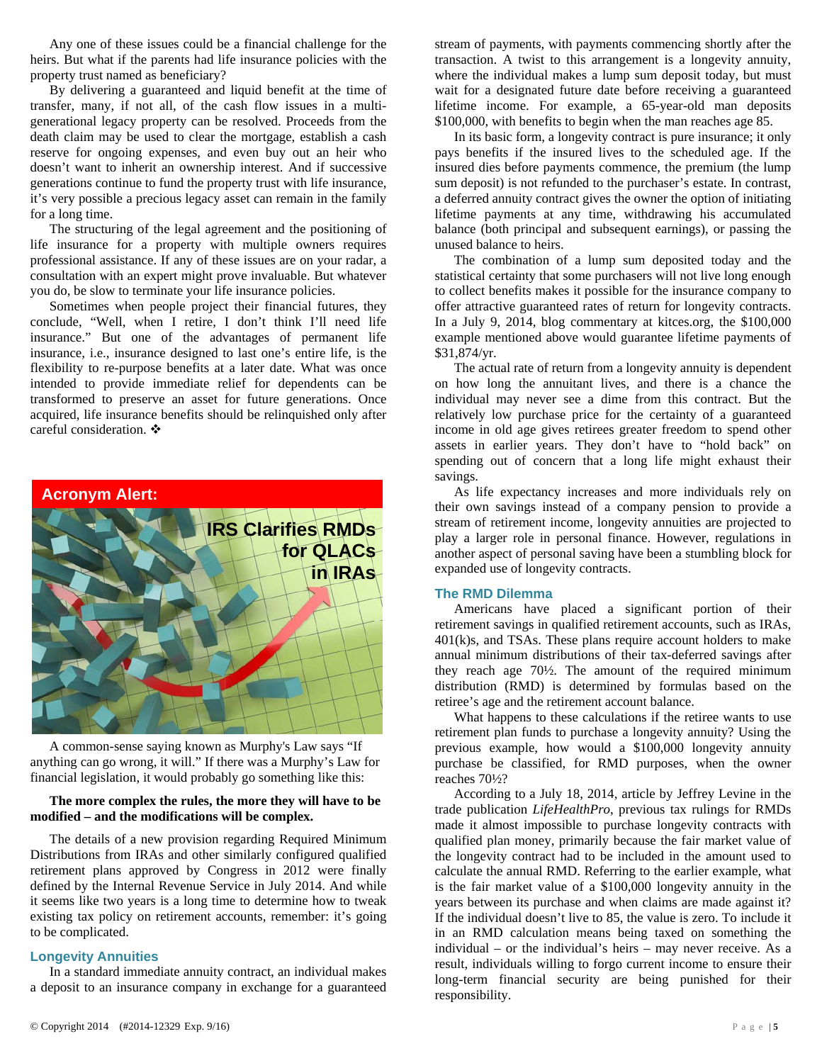Any one of these issues could be a financial challenge for the heirs. But what if the parents had life insurance policies with the property trust named as beneficiary?

By delivering a guaranteed and liquid benefit at the time of transfer, many, if not all, of the cash flow issues in a multi-generational legacy property can be resolved. Proceeds from the death claim may be used to clear the mortgage, establish a cash reserve for ongoing expenses, and even buy out an heir who doesn't want to inherit an ownership interest. And if successive generations continue to fund the property trust with life insurance, it's very possible a precious legacy asset can remain in the family for a long time.

The structuring of the legal agreement and the positioning of life insurance for a property with multiple owners requires professional assistance. If any of these issues are on your radar, a consultation with an expert might prove invaluable. But whatever you do, be slow to terminate your life insurance policies.

Sometimes when people project their financial futures, they conclude, "Well, when I retire, I don't think I'll need life insurance." But one of the advantages of permanent life insurance, i.e., insurance designed to last one's entire life, is the flexibility to re-purpose benefits at a later date. What was once intended to provide immediate relief for dependents can be transformed to preserve an asset for future generations. Once acquired, life insurance benefits should be relinquished only after careful consideration. ❖

## Acronym Alert: IRS Clarifies RMDs for QLACs in IRAs

A common-sense saying known as Murphy's Law says "If anything can go wrong, it will." If there was a Murphy's Law for financial legislation, it would probably go something like this:

**The more complex the rules, the more they will have to be modified – and the modifications will be complex.**

The details of a new provision regarding Required Minimum Distributions from IRAs and other similarly configured qualified retirement plans approved by Congress in 2012 were finally defined by the Internal Revenue Service in July 2014. And while it seems like two years is a long time to determine how to tweak existing tax policy on retirement accounts, remember: it's going to be complicated.

### Longevity Annuities

In a standard immediate annuity contract, an individual makes a deposit to an insurance company in exchange for a guaranteed stream of payments, with payments commencing shortly after the transaction. A twist to this arrangement is a longevity annuity, where the individual makes a lump sum deposit today, but must wait for a designated future date before receiving a guaranteed lifetime income. For example, a 65-year-old man deposits $100,000, with benefits to begin when the man reaches age 85.

In its basic form, a longevity contract is pure insurance; it only pays benefits if the insured lives to the scheduled age. If the insured dies before payments commence, the premium (the lump sum deposit) is not refunded to the purchaser's estate. In contrast, a deferred annuity contract gives the owner the option of initiating lifetime payments at any time, withdrawing his accumulated balance (both principal and subsequent earnings), or passing the unused balance to heirs.

The combination of a lump sum deposited today and the statistical certainty that some purchasers will not live long enough to collect benefits makes it possible for the insurance company to offer attractive guaranteed rates of return for longevity contracts. In a July 9, 2014, blog commentary at kitces.org, the $100,000 example mentioned above would guarantee lifetime payments of $31,874/yr.

The actual rate of return from a longevity annuity is dependent on how long the annuitant lives, and there is a chance the individual may never see a dime from this contract. But the relatively low purchase price for the certainty of a guaranteed income in old age gives retirees greater freedom to spend other assets in earlier years. They don't have to "hold back" on spending out of concern that a long life might exhaust their savings.

As life expectancy increases and more individuals rely on their own savings instead of a company pension to provide a stream of retirement income, longevity annuities are projected to play a larger role in personal finance. However, regulations in another aspect of personal saving have been a stumbling block for expanded use of longevity contracts.

### The RMD Dilemma

Americans have placed a significant portion of their retirement savings in qualified retirement accounts, such as IRAs, 401(k)s, and TSAs. These plans require account holders to make annual minimum distributions of their tax-deferred savings after they reach age 70½. The amount of the required minimum distribution (RMD) is determined by formulas based on the retiree's age and the retirement account balance.

What happens to these calculations if the retiree wants to use retirement plan funds to purchase a longevity annuity? Using the previous example, how would a $100,000 longevity annuity purchase be classified, for RMD purposes, when the owner reaches 70½?

According to a July 18, 2014, article by Jeffrey Levine in the trade publication *LifeHealthPro*, previous tax rulings for RMDs made it almost impossible to purchase longevity contracts with qualified plan money, primarily because the fair market value of the longevity contract had to be included in the amount used to calculate the annual RMD. Referring to the earlier example, what is the fair market value of a $100,000 longevity annuity in the years between its purchase and when claims are made against it? If the individual doesn't live to 85, the value is zero. To include it in an RMD calculation means being taxed on something the individual – or the individual's heirs – may never receive. As a result, individuals willing to forgo current income to ensure their long-term financial security are being punished for their responsibility.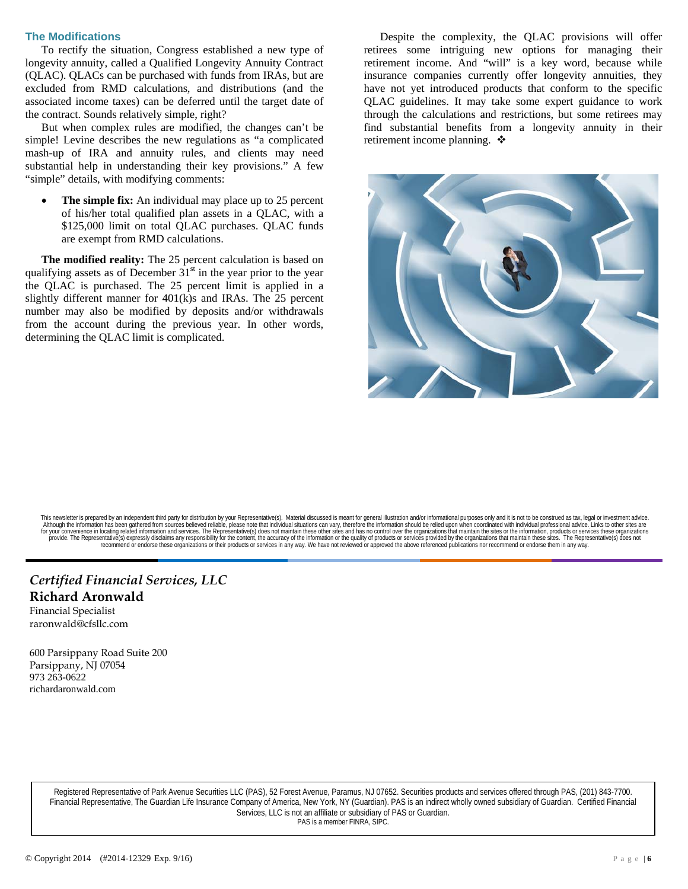### The Modifications

To rectify the situation, Congress established a new type of longevity annuity, called a Qualified Longevity Annuity Contract (QLAC). QLACs can be purchased with funds from IRAs, but are excluded from RMD calculations, and distributions (and the associated income taxes) can be deferred until the target date of the contract. Sounds relatively simple, right?

But when complex rules are modified, the changes can't be simple! Levine describes the new regulations as "a complicated mash-up of IRA and annuity rules, and clients may need substantial help in understanding their key provisions." A few "simple" details, with modifying comments:

- **The simple fix:** An individual may place up to 25 percent of his/her total qualified plan assets in a QLAC, with a $125,000 limit on total QLAC purchases. QLAC funds are exempt from RMD calculations.

**The modified reality:** The 25 percent calculation is based on qualifying assets as of December 31st in the year prior to the year the QLAC is purchased. The 25 percent limit is applied in a slightly different manner for 401(k)s and IRAs. The 25 percent number may also be modified by deposits and/or withdrawals from the account during the previous year. In other words, determining the QLAC limit is complicated.

Despite the complexity, the QLAC provisions will offer retirees some intriguing new options for managing their retirement income. And "will" is a key word, because while insurance companies currently offer longevity annuities, they have not yet introduced products that conform to the specific QLAC guidelines. It may take some expert guidance to work through the calculations and restrictions, but some retirees may find substantial benefits from a longevity annuity in their retirement income planning. ❖

This newsletter is prepared by an independent third party for distribution by your Representative(s). Material discussed is meant for general illustration and/or informational purposes only and it is not to be construed as tax, legal or investment advice. Although the information has been gathered from sources believed reliable, please note that individual situations can vary, therefore the information should be relied upon when coordinated with individual professional advice. Links to other sites are for your convenience in locating related information and services. The Representative(s) does not maintain these other sites and has no control over the organizations that maintain the sites or the information, products or services these organizations provide. The Representative(s) expressly disclaims any responsibility for the content, the accuracy of the information or the quality of products or services provided by the organizations that maintain these sites. The Representative(s) does not recommend or endorse these organizations or their products or services in any way. We have not reviewed or approved the above referenced publications nor recommend or endorse them in any way.

*Certified Financial Services, LLC*
**Richard Aronwald**
Financial Specialist
raronwald@cfsllc.com

600 Parsippany Road Suite 200
Parsippany, NJ 07054
973 263-0622
richardaronwald.com

Registered Representative of Park Avenue Securities LLC (PAS), 52 Forest Avenue, Paramus, NJ 07652. Securities products and services offered through PAS, (201) 843-7700. Financial Representative, The Guardian Life Insurance Company of America, New York, NY (Guardian). PAS is an indirect wholly owned subsidiary of Guardian. Certified Financial Services, LLC is not an affiliate or subsidiary of PAS or Guardian.
PAS is a member FINRA, SIPC.

© Copyright 2014 (#2014-12329 Exp. 9/16)